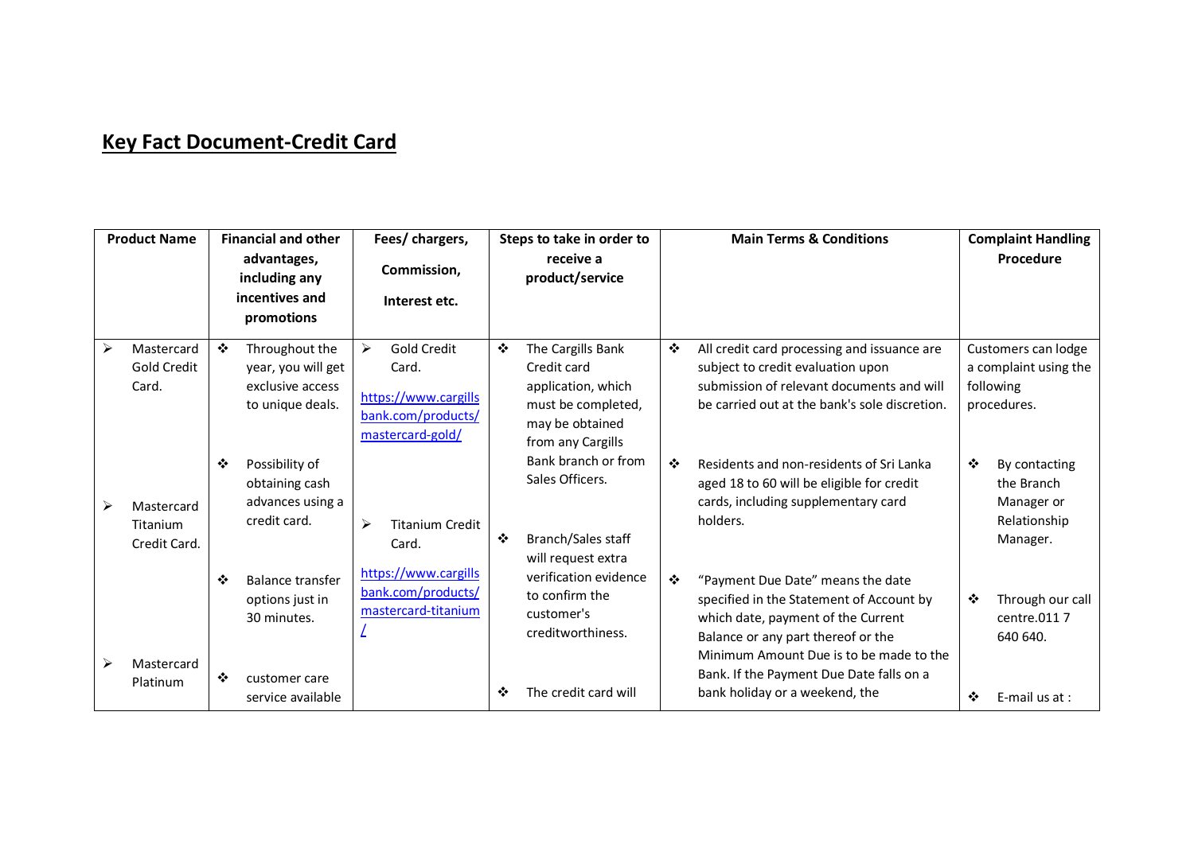## Key Fact Document-Credit Card

| Product Name | Financial and other advantages, including any incentives and promotions | Fees/ chargers, Commission, Interest etc. | Steps to take in order to receive a product/service | Main Terms & Conditions | Complaint Handling Procedure |
|---|---|---|---|---|---|
| ➢ Mastercard Gold Credit Card.<br><br>➢ Mastercard Titanium Credit Card.<br><br>➢ Mastercard Platinum | ❖ Throughout the year, you will get exclusive access to unique deals.<br><br>❖ Possibility of obtaining cash advances using a credit card.<br><br>❖ Balance transfer options just in 30 minutes.<br><br>❖ customer care service available | ➢ Gold Credit Card.<br>https://www.cargillsbank.com/products/mastercard-gold/<br><br>➢ Titanium Credit Card.<br>https://www.cargillsbank.com/products/mastercard-titanium/ | ❖ The Cargills Bank Credit card application, which must be completed, may be obtained from any Cargills Bank branch or from Sales Officers.<br><br>❖ Branch/Sales staff will request extra verification evidence to confirm the customer's creditworthiness.<br><br>❖ The credit card will | ❖ All credit card processing and issuance are subject to credit evaluation upon submission of relevant documents and will be carried out at the bank's sole discretion.<br><br>❖ Residents and non-residents of Sri Lanka aged 18 to 60 will be eligible for credit cards, including supplementary card holders.<br><br>❖ "Payment Due Date" means the date specified in the Statement of Account by which date, payment of the Current Balance or any part thereof or the Minimum Amount Due is to be made to the Bank. If the Payment Due Date falls on a bank holiday or a weekend, the | Customers can lodge a complaint using the following procedures.<br><br>❖ By contacting the Branch Manager or Relationship Manager.<br><br>❖ Through our call centre.011 7 640 640.<br><br>❖ E-mail us at : |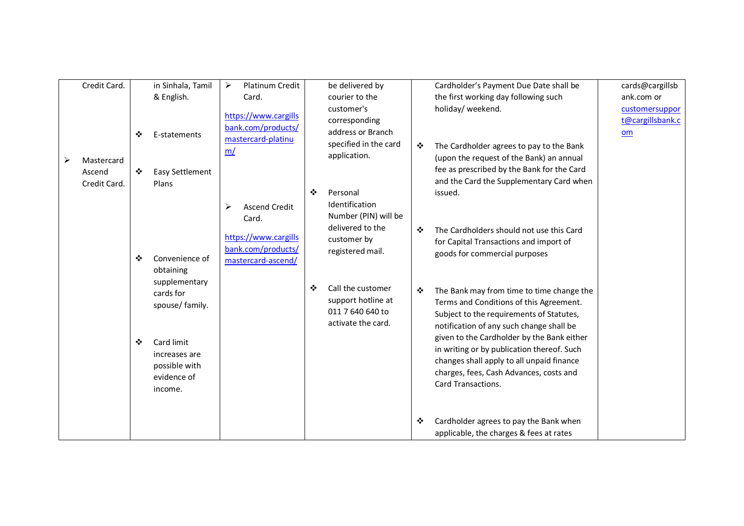| | | | | | |
|---|---|---|---|---|---|
| Credit Card.<br><br>➢ Mastercard Ascend Credit Card. | in Sinhala, Tamil & English.<br><br>❖ E-statements<br><br>❖ Easy Settlement Plans<br><br>❖ Convenience of obtaining supplementary cards for spouse/ family.<br><br>❖ Card limit increases are possible with evidence of income. | ➢ Platinum Credit Card.<br>https://www.cargillsbank.com/products/mastercard-platinum/<br><br>➢ Ascend Credit Card.<br>https://www.cargillsbank.com/products/mastercard-ascend/ | be delivered by courier to the customer's corresponding address or Branch specified in the card application.<br><br>❖ Personal Identification Number (PIN) will be delivered to the customer by registered mail.<br><br>❖ Call the customer support hotline at 011 7 640 640 to activate the card. | Cardholder's Payment Due Date shall be the first working day following such holiday/ weekend.<br><br>❖ The Cardholder agrees to pay to the Bank (upon the request of the Bank) an annual fee as prescribed by the Bank for the Card and the Card the Supplementary Card when issued.<br><br>❖ The Cardholders should not use this Card for Capital Transactions and import of goods for commercial purposes<br><br>❖ The Bank may from time to time change the Terms and Conditions of this Agreement. Subject to the requirements of Statutes, notification of any such change shall be given to the Cardholder by the Bank either in writing or by publication thereof. Such changes shall apply to all unpaid finance charges, fees, Cash Advances, costs and Card Transactions.<br><br>❖ Cardholder agrees to pay the Bank when applicable, the charges & fees at rates | cards@cargillsbank.com or customersupport@cargillsbank.com |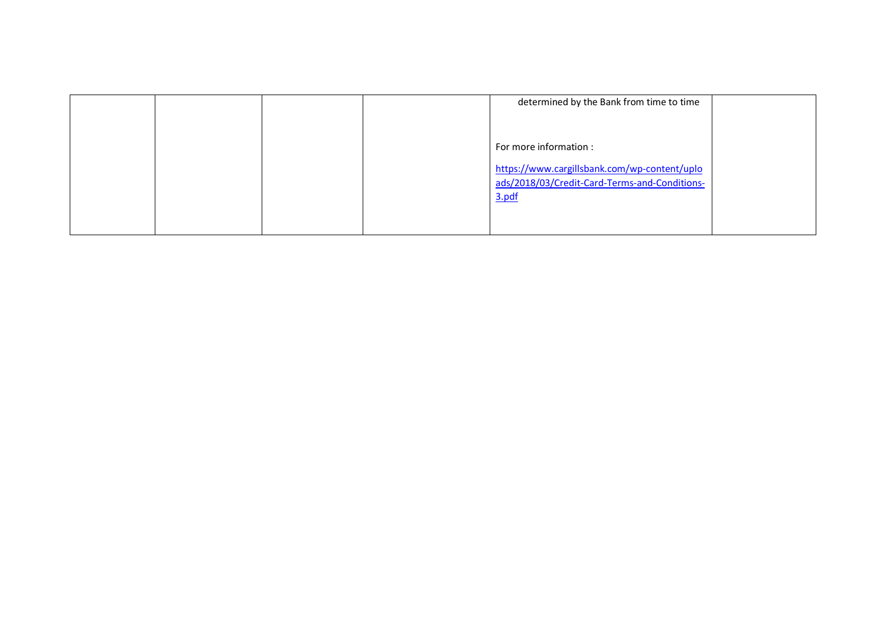| | | | | | |
|---|---|---|---|---|---|
| | | | | determined by the Bank from time to time<br><br>For more information :<br><br>https://www.cargillsbank.com/wp-content/uploads/2018/03/Credit-Card-Terms-and-Conditions-3.pdf | |